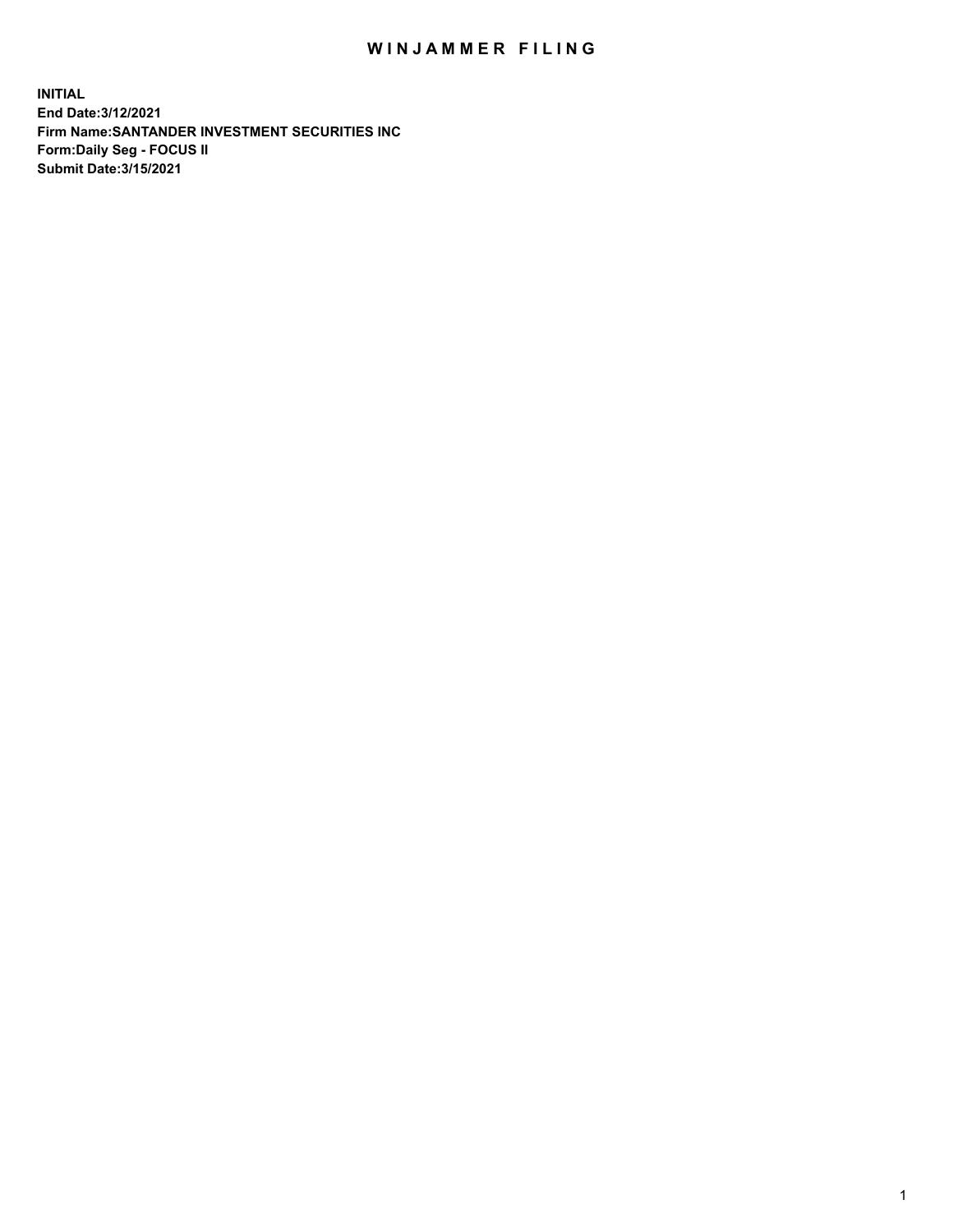# WINJAMMER FILING

**INITIAL**
**End Date:3/12/2021**
**Firm Name:SANTANDER INVESTMENT SECURITIES INC**
**Form:Daily Seg - FOCUS II**
**Submit Date:3/15/2021**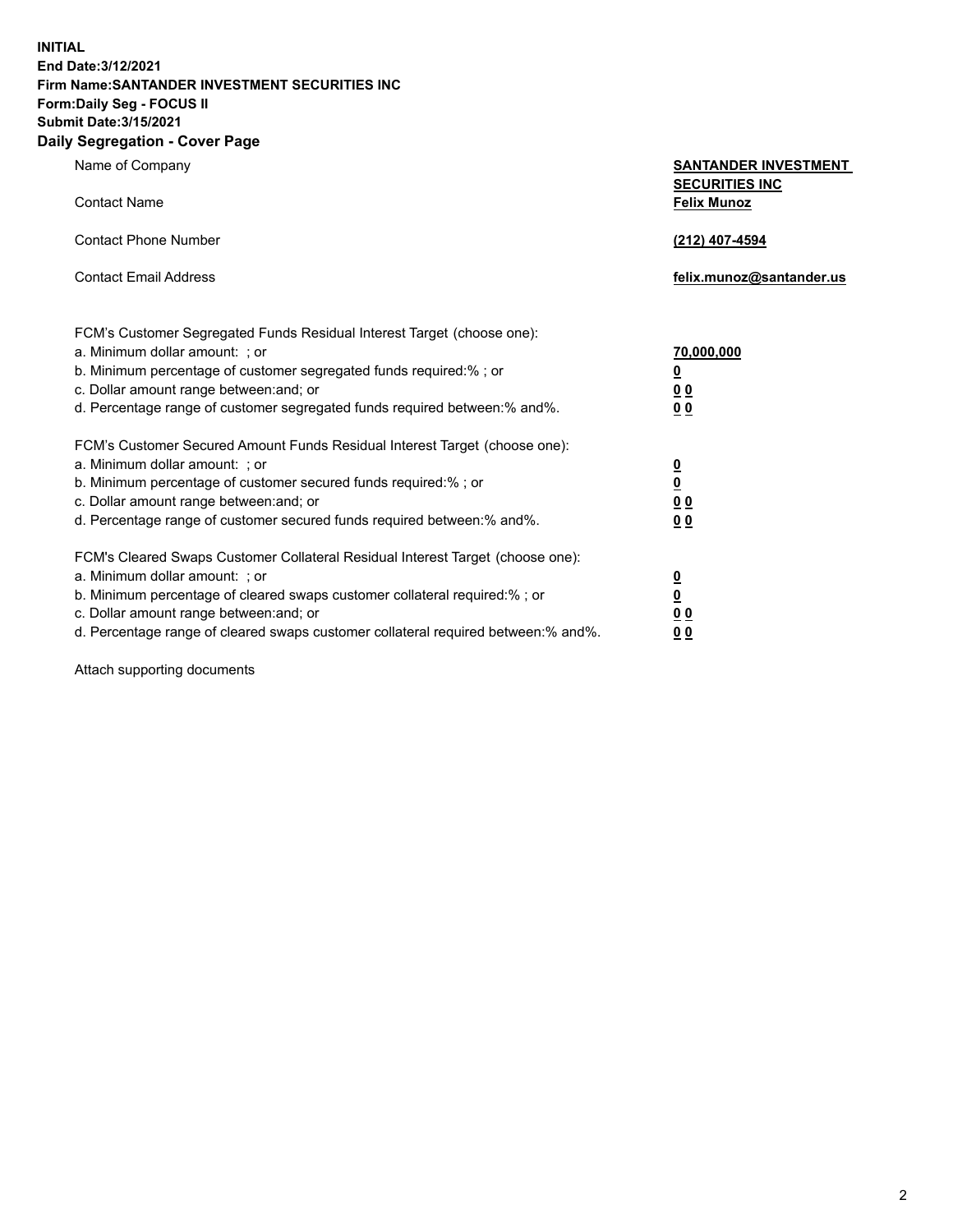**INITIAL**
**End Date:3/12/2021**
**Firm Name:SANTANDER INVESTMENT SECURITIES INC**
**Form:Daily Seg - FOCUS II**
**Submit Date:3/15/2021**

## Daily Segregation - Cover Page

| | |
|---|---|
| Name of Company | **SANTANDER INVESTMENT SECURITIES INC** |
| Contact Name | **Felix Munoz** |
| Contact Phone Number | **(212) 407-4594** |
| Contact Email Address | **felix.munoz@santander.us** |

FCM's Customer Segregated Funds Residual Interest Target (choose one):

| | |
|---|---|
| a. Minimum dollar amount: ; or | **70,000,000** |
| b. Minimum percentage of customer segregated funds required:% ; or | **0** |
| c. Dollar amount range between:and; or | **0 0** |
| d. Percentage range of customer segregated funds required between:% and%. | **0 0** |

FCM's Customer Secured Amount Funds Residual Interest Target (choose one):

| | |
|---|---|
| a. Minimum dollar amount: ; or | **0** |
| b. Minimum percentage of customer secured funds required:% ; or | **0** |
| c. Dollar amount range between:and; or | **0 0** |
| d. Percentage range of customer secured funds required between:% and%. | **0 0** |

FCM's Cleared Swaps Customer Collateral Residual Interest Target (choose one):

| | |
|---|---|
| a. Minimum dollar amount: ; or | **0** |
| b. Minimum percentage of cleared swaps customer collateral required:% ; or | **0** |
| c. Dollar amount range between:and; or | **0 0** |
| d. Percentage range of cleared swaps customer collateral required between:% and%. | **0 0** |

Attach supporting documents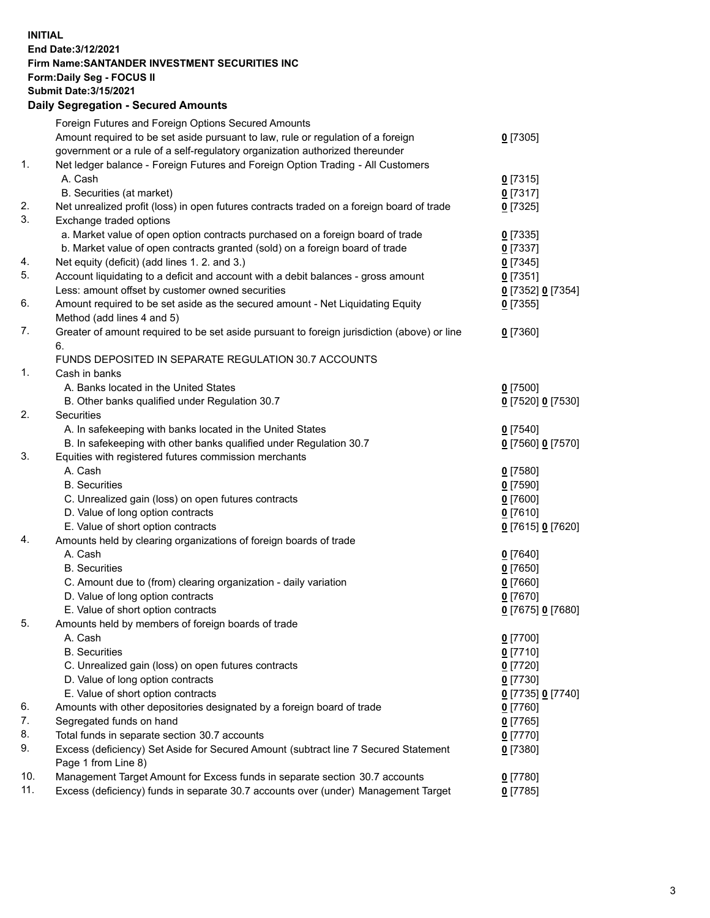**INITIAL**
**End Date:3/12/2021**
**Firm Name:SANTANDER INVESTMENT SECURITIES INC**
**Form:Daily Seg - FOCUS II**
**Submit Date:3/15/2021**

## Daily Segregation - Secured Amounts

| | | |
|---|---|---|
| | Foreign Futures and Foreign Options Secured Amounts | |
| | Amount required to be set aside pursuant to law, rule or regulation of a foreign government or a rule of a self-regulatory organization authorized thereunder | 0 [7305] |
| 1. | Net ledger balance - Foreign Futures and Foreign Option Trading - All Customers | |
| | A. Cash | 0 [7315] |
| | B. Securities (at market) | 0 [7317] |
| 2. | Net unrealized profit (loss) in open futures contracts traded on a foreign board of trade | 0 [7325] |
| 3. | Exchange traded options | |
| | a. Market value of open option contracts purchased on a foreign board of trade | 0 [7335] |
| | b. Market value of open contracts granted (sold) on a foreign board of trade | 0 [7337] |
| 4. | Net equity (deficit) (add lines 1. 2. and 3.) | 0 [7345] |
| 5. | Account liquidating to a deficit and account with a debit balances - gross amount | 0 [7351] |
| | Less: amount offset by customer owned securities | 0 [7352] 0 [7354] |
| 6. | Amount required to be set aside as the secured amount - Net Liquidating Equity Method (add lines 4 and 5) | 0 [7355] |
| 7. | Greater of amount required to be set aside pursuant to foreign jurisdiction (above) or line 6. | 0 [7360] |
| | FUNDS DEPOSITED IN SEPARATE REGULATION 30.7 ACCOUNTS | |
| 1. | Cash in banks | |
| | A. Banks located in the United States | 0 [7500] |
| | B. Other banks qualified under Regulation 30.7 | 0 [7520] 0 [7530] |
| 2. | Securities | |
| | A. In safekeeping with banks located in the United States | 0 [7540] |
| | B. In safekeeping with other banks qualified under Regulation 30.7 | 0 [7560] 0 [7570] |
| 3. | Equities with registered futures commission merchants | |
| | A. Cash | 0 [7580] |
| | B. Securities | 0 [7590] |
| | C. Unrealized gain (loss) on open futures contracts | 0 [7600] |
| | D. Value of long option contracts | 0 [7610] |
| | E. Value of short option contracts | 0 [7615] 0 [7620] |
| 4. | Amounts held by clearing organizations of foreign boards of trade | |
| | A. Cash | 0 [7640] |
| | B. Securities | 0 [7650] |
| | C. Amount due to (from) clearing organization - daily variation | 0 [7660] |
| | D. Value of long option contracts | 0 [7670] |
| | E. Value of short option contracts | 0 [7675] 0 [7680] |
| 5. | Amounts held by members of foreign boards of trade | |
| | A. Cash | 0 [7700] |
| | B. Securities | 0 [7710] |
| | C. Unrealized gain (loss) on open futures contracts | 0 [7720] |
| | D. Value of long option contracts | 0 [7730] |
| | E. Value of short option contracts | 0 [7735] 0 [7740] |
| 6. | Amounts with other depositories designated by a foreign board of trade | 0 [7760] |
| 7. | Segregated funds on hand | 0 [7765] |
| 8. | Total funds in separate section 30.7 accounts | 0 [7770] |
| 9. | Excess (deficiency) Set Aside for Secured Amount (subtract line 7 Secured Statement Page 1 from Line 8) | 0 [7380] |
| 10. | Management Target Amount for Excess funds in separate section 30.7 accounts | 0 [7780] |
| 11. | Excess (deficiency) funds in separate 30.7 accounts over (under) Management Target | 0 [7785] |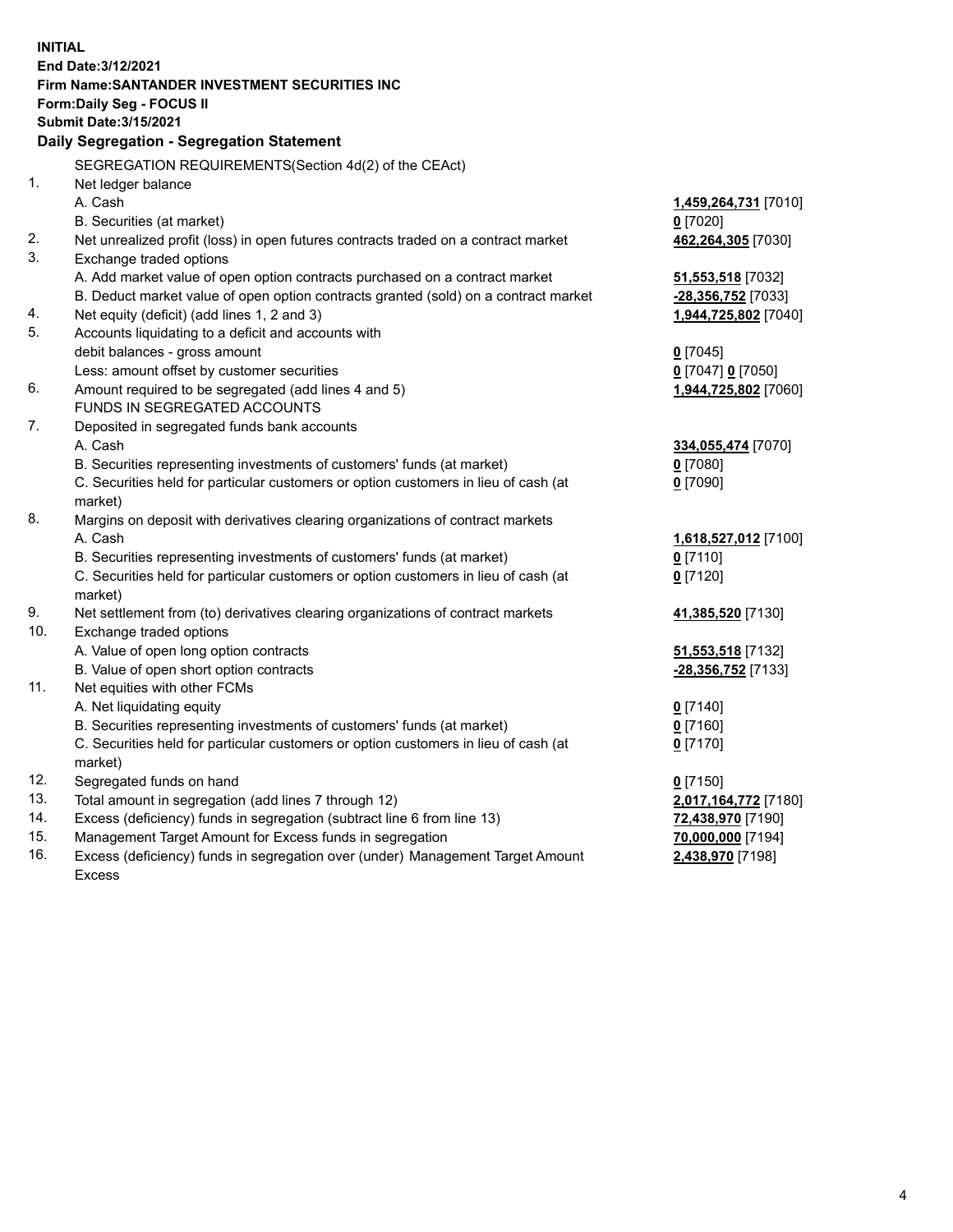**INITIAL**
**End Date:3/12/2021**
**Firm Name:SANTANDER INVESTMENT SECURITIES INC**
**Form:Daily Seg - FOCUS II**
**Submit Date:3/15/2021**

### Daily Segregation - Segregation Statement

SEGREGATION REQUIREMENTS(Section 4d(2) of the CEAct)

| | | |
|---|---|---|
| 1. | Net ledger balance | |
| | A. Cash | **1,459,264,731** [7010] |
| | B. Securities (at market) | **0** [7020] |
| 2. | Net unrealized profit (loss) in open futures contracts traded on a contract market | **462,264,305** [7030] |
| 3. | Exchange traded options | |
| | A. Add market value of open option contracts purchased on a contract market | **51,553,518** [7032] |
| | B. Deduct market value of open option contracts granted (sold) on a contract market | **-28,356,752** [7033] |
| 4. | Net equity (deficit) (add lines 1, 2 and 3) | **1,944,725,802** [7040] |
| 5. | Accounts liquidating to a deficit and accounts with debit balances - gross amount | **0** [7045] |
| | Less: amount offset by customer securities | **0** [7047] **0** [7050] |
| 6. | Amount required to be segregated (add lines 4 and 5) | **1,944,725,802** [7060] |
| | FUNDS IN SEGREGATED ACCOUNTS | |
| 7. | Deposited in segregated funds bank accounts | |
| | A. Cash | **334,055,474** [7070] |
| | B. Securities representing investments of customers' funds (at market) | **0** [7080] |
| | C. Securities held for particular customers or option customers in lieu of cash (at market) | **0** [7090] |
| 8. | Margins on deposit with derivatives clearing organizations of contract markets | |
| | A. Cash | **1,618,527,012** [7100] |
| | B. Securities representing investments of customers' funds (at market) | **0** [7110] |
| | C. Securities held for particular customers or option customers in lieu of cash (at market) | **0** [7120] |
| 9. | Net settlement from (to) derivatives clearing organizations of contract markets | **41,385,520** [7130] |
| 10. | Exchange traded options | |
| | A. Value of open long option contracts | **51,553,518** [7132] |
| | B. Value of open short option contracts | **-28,356,752** [7133] |
| 11. | Net equities with other FCMs | |
| | A. Net liquidating equity | **0** [7140] |
| | B. Securities representing investments of customers' funds (at market) | **0** [7160] |
| | C. Securities held for particular customers or option customers in lieu of cash (at market) | **0** [7170] |
| 12. | Segregated funds on hand | **0** [7150] |
| 13. | Total amount in segregation (add lines 7 through 12) | **2,017,164,772** [7180] |
| 14. | Excess (deficiency) funds in segregation (subtract line 6 from line 13) | **72,438,970** [7190] |
| 15. | Management Target Amount for Excess funds in segregation | **70,000,000** [7194] |
| 16. | Excess (deficiency) funds in segregation over (under) Management Target Amount Excess | **2,438,970** [7198] |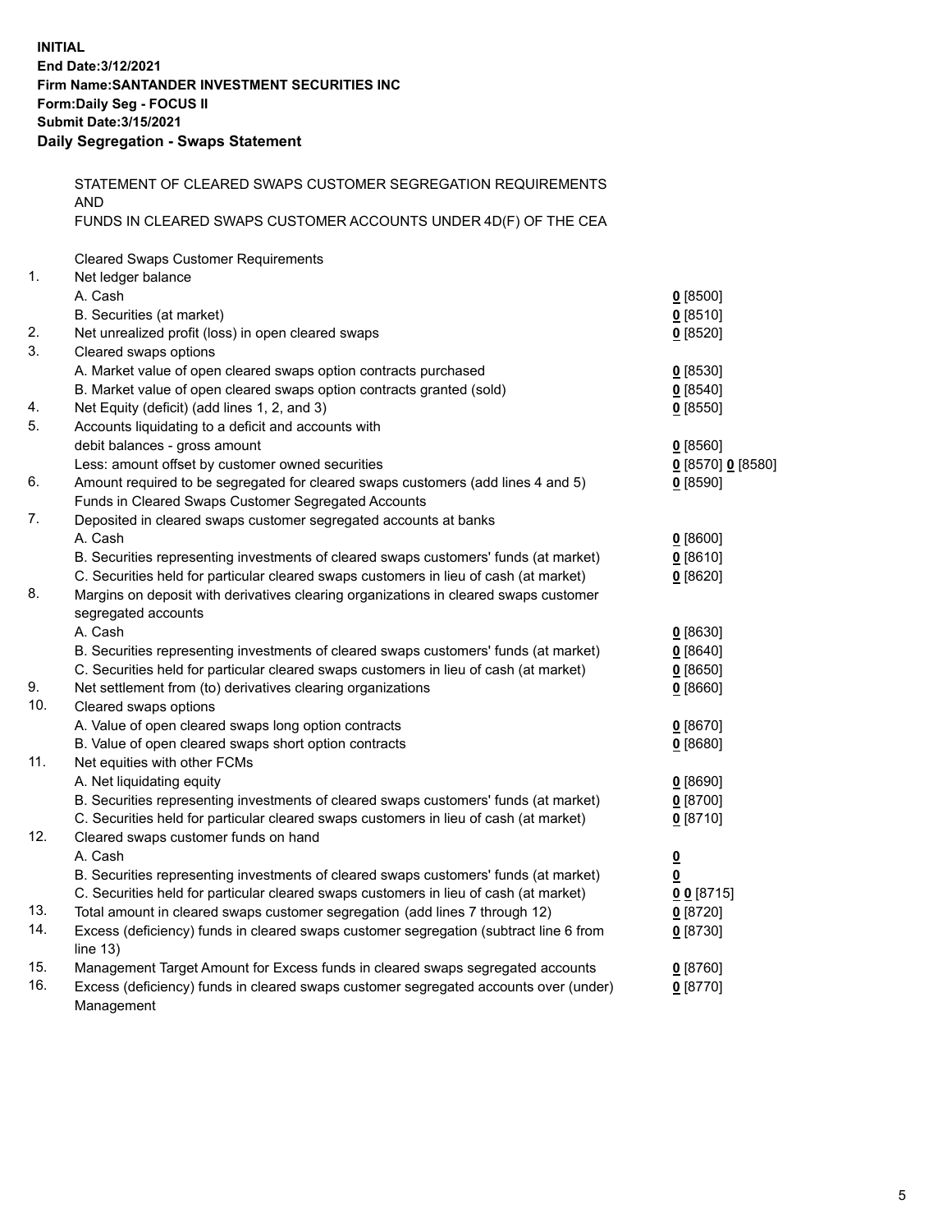**INITIAL**
**End Date:3/12/2021**
**Firm Name:SANTANDER INVESTMENT SECURITIES INC**
**Form:Daily Seg - FOCUS II**
**Submit Date:3/15/2021**
**Daily Segregation - Swaps Statement**

STATEMENT OF CLEARED SWAPS CUSTOMER SEGREGATION REQUIREMENTS AND FUNDS IN CLEARED SWAPS CUSTOMER ACCOUNTS UNDER 4D(F) OF THE CEA

| | | |
|---|---|---|
| | Cleared Swaps Customer Requirements | |
| 1. | Net ledger balance | |
| | A. Cash | 0 [8500] |
| | B. Securities (at market) | 0 [8510] |
| 2. | Net unrealized profit (loss) in open cleared swaps | 0 [8520] |
| 3. | Cleared swaps options | |
| | A. Market value of open cleared swaps option contracts purchased | 0 [8530] |
| | B. Market value of open cleared swaps option contracts granted (sold) | 0 [8540] |
| 4. | Net Equity (deficit) (add lines 1, 2, and 3) | 0 [8550] |
| 5. | Accounts liquidating to a deficit and accounts with debit balances - gross amount | 0 [8560] |
| | Less: amount offset by customer owned securities | 0 [8570] 0 [8580] |
| 6. | Amount required to be segregated for cleared swaps customers (add lines 4 and 5) | 0 [8590] |
| | Funds in Cleared Swaps Customer Segregated Accounts | |
| 7. | Deposited in cleared swaps customer segregated accounts at banks | |
| | A. Cash | 0 [8600] |
| | B. Securities representing investments of cleared swaps customers' funds (at market) | 0 [8610] |
| | C. Securities held for particular cleared swaps customers in lieu of cash (at market) | 0 [8620] |
| 8. | Margins on deposit with derivatives clearing organizations in cleared swaps customer segregated accounts | |
| | A. Cash | 0 [8630] |
| | B. Securities representing investments of cleared swaps customers' funds (at market) | 0 [8640] |
| | C. Securities held for particular cleared swaps customers in lieu of cash (at market) | 0 [8650] |
| 9. | Net settlement from (to) derivatives clearing organizations | 0 [8660] |
| 10. | Cleared swaps options | |
| | A. Value of open cleared swaps long option contracts | 0 [8670] |
| | B. Value of open cleared swaps short option contracts | 0 [8680] |
| 11. | Net equities with other FCMs | |
| | A. Net liquidating equity | 0 [8690] |
| | B. Securities representing investments of cleared swaps customers' funds (at market) | 0 [8700] |
| | C. Securities held for particular cleared swaps customers in lieu of cash (at market) | 0 [8710] |
| 12. | Cleared swaps customer funds on hand | |
| | A. Cash | 0 |
| | B. Securities representing investments of cleared swaps customers' funds (at market) | 0 |
| | C. Securities held for particular cleared swaps customers in lieu of cash (at market) | 0 0 [8715] |
| 13. | Total amount in cleared swaps customer segregation (add lines 7 through 12) | 0 [8720] |
| 14. | Excess (deficiency) funds in cleared swaps customer segregation (subtract line 6 from line 13) | 0 [8730] |
| 15. | Management Target Amount for Excess funds in cleared swaps segregated accounts | 0 [8760] |
| 16. | Excess (deficiency) funds in cleared swaps customer segregated accounts over (under) Management | 0 [8770] |